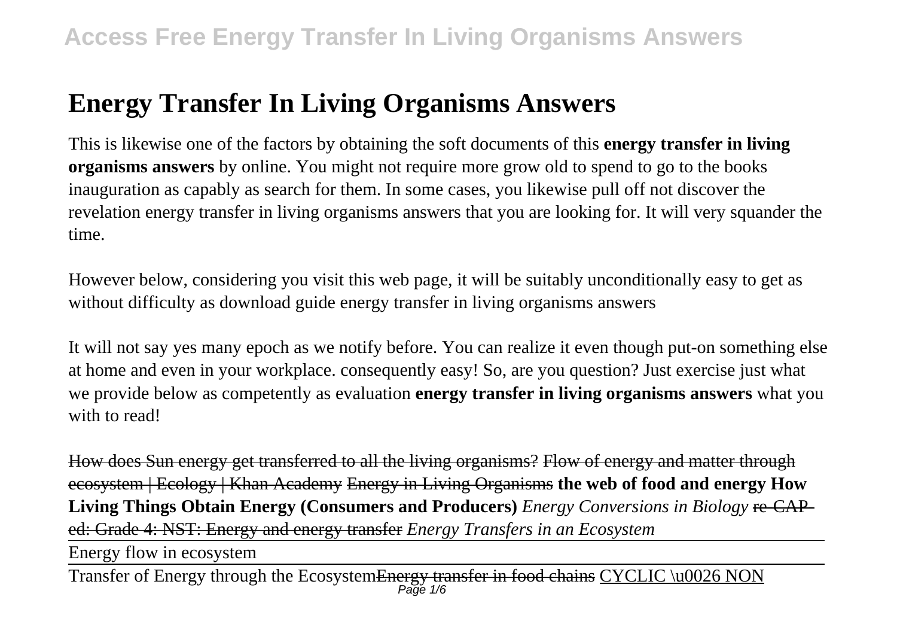# Energy Transfer In Living Organisms Answers

This is likewise one of the factors by obtaining the soft documents of this **energy transfer in living organisms answers** by online. You might not require more grow old to spend to go to the books inauguration as capably as search for them. In some cases, you likewise pull off not discover the revelation energy transfer in living organisms answers that you are looking for. It will very squander the time.

However below, considering you visit this web page, it will be suitably unconditionally easy to get as without difficulty as download guide energy transfer in living organisms answers

It will not say yes many epoch as we notify before. You can realize it even though put-on something else at home and even in your workplace. consequently easy! So, are you question? Just exercise just what we provide below as competently as evaluation **energy transfer in living organisms answers** what you with to read!

How does Sun energy get transferred to all the living organisms? Flow of energy and matter through ecosystem | Ecology | Khan Academy Energy in Living Organisms **the web of food and energy How Living Things Obtain Energy (Consumers and Producers)** *Energy Conversions in Biology* re-CAP-ed: Grade 4: NST: Energy and energy transfer *Energy Transfers in an Ecosystem*

Energy flow in ecosystem

Transfer of Energy through the Ecosystem Energy transfer in food chains CYCLIC \u0026 NON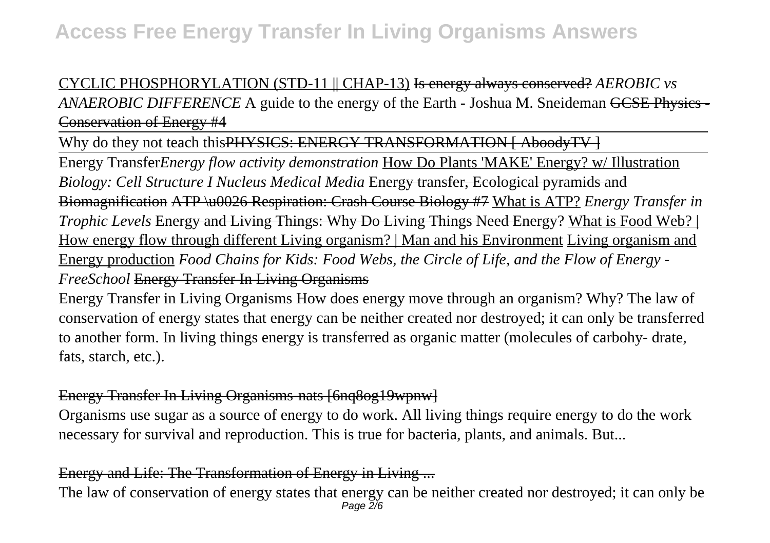CYCLIC PHOSPHORYLATION (STD-11 || CHAP-13) Is energy always conserved? *AEROBIC vs ANAEROBIC DIFFERENCE* A guide to the energy of the Earth - Joshua M. Sneideman GCSE Physics - Conservation of Energy #4

Why do they not teach thisPHYSICS: ENERGY TRANSFORMATION [ AboodyTV ]

Energy Transfer*Energy flow activity demonstration* How Do Plants 'MAKE' Energy? w/ Illustration *Biology: Cell Structure I Nucleus Medical Media* Energy transfer, Ecological pyramids and Biomagnification ATP \u0026 Respiration: Crash Course Biology #7 What is ATP? *Energy Transfer in Trophic Levels* Energy and Living Things: Why Do Living Things Need Energy? What is Food Web? | How energy flow through different Living organism? | Man and his Environment Living organism and Energy production *Food Chains for Kids: Food Webs, the Circle of Life, and the Flow of Energy - FreeSchool* Energy Transfer In Living Organisms

Energy Transfer in Living Organisms How does energy move through an organism? Why? The law of conservation of energy states that energy can be neither created nor destroyed; it can only be transferred to another form. In living things energy is transferred as organic matter (molecules of carbohy- drate, fats, starch, etc.).

## Energy Transfer In Living Organisms-nats [6nq8og19wpnw]

Organisms use sugar as a source of energy to do work. All living things require energy to do the work necessary for survival and reproduction. This is true for bacteria, plants, and animals. But...

## Energy and Life: The Transformation of Energy in Living ...

The law of conservation of energy states that energy can be neither created nor destroyed; it can only be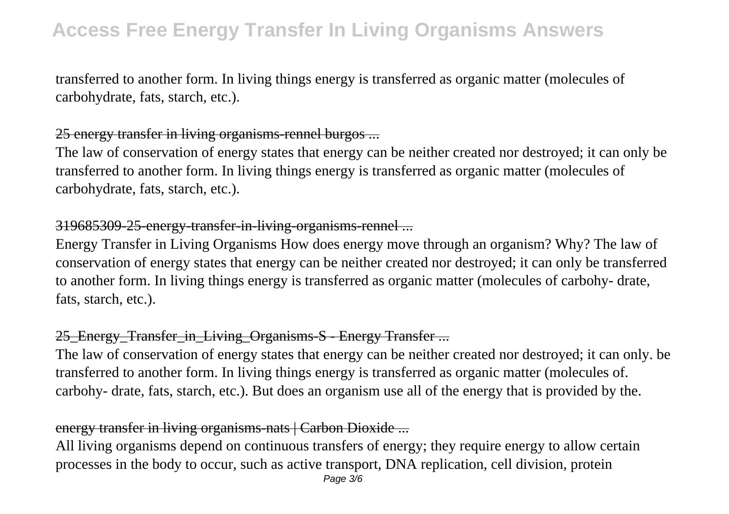transferred to another form. In living things energy is transferred as organic matter (molecules of carbohydrate, fats, starch, etc.).

### 25 energy transfer in living organisms-rennel burgos ...

The law of conservation of energy states that energy can be neither created nor destroyed; it can only be transferred to another form. In living things energy is transferred as organic matter (molecules of carbohydrate, fats, starch, etc.).

### 319685309-25-energy-transfer-in-living-organisms-rennel ...

Energy Transfer in Living Organisms How does energy move through an organism? Why? The law of conservation of energy states that energy can be neither created nor destroyed; it can only be transferred to another form. In living things energy is transferred as organic matter (molecules of carbohy- drate, fats, starch, etc.).

### 25_Energy_Transfer_in_Living_Organisms-S - Energy Transfer ...

The law of conservation of energy states that energy can be neither created nor destroyed; it can only. be transferred to another form. In living things energy is transferred as organic matter (molecules of. carbohy- drate, fats, starch, etc.). But does an organism use all of the energy that is provided by the.

### energy transfer in living organisms-nats | Carbon Dioxide ...

All living organisms depend on continuous transfers of energy; they require energy to allow certain processes in the body to occur, such as active transport, DNA replication, cell division, protein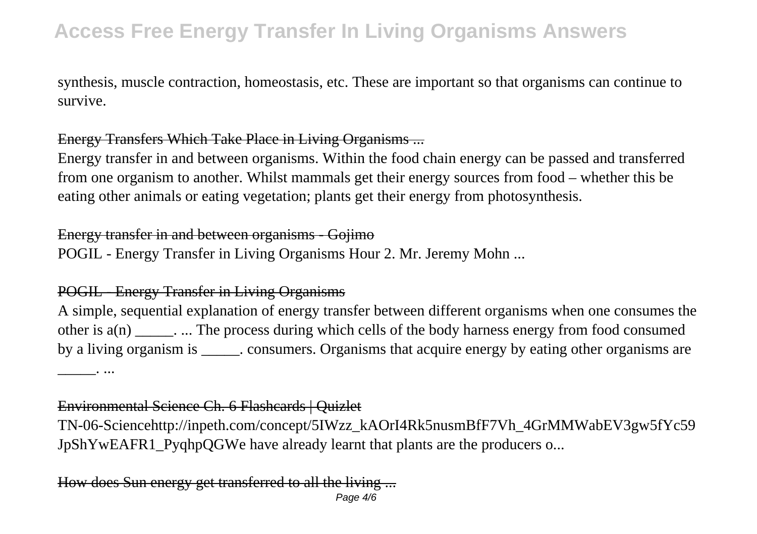synthesis, muscle contraction, homeostasis, etc. These are important so that organisms can continue to survive.

Energy Transfers Which Take Place in Living Organisms ...

Energy transfer in and between organisms. Within the food chain energy can be passed and transferred from one organism to another. Whilst mammals get their energy sources from food – whether this be eating other animals or eating vegetation; plants get their energy from photosynthesis.

Energy transfer in and between organisms - Gojimo

POGIL - Energy Transfer in Living Organisms Hour 2. Mr. Jeremy Mohn ...

POGIL - Energy Transfer in Living Organisms

A simple, sequential explanation of energy transfer between different organisms when one consumes the other is a(n) _____. ... The process during which cells of the body harness energy from food consumed by a living organism is _____. consumers. Organisms that acquire energy by eating other organisms are _____. ...

Environmental Science Ch. 6 Flashcards | Quizlet

TN-06-Sciencehttp://inpeth.com/concept/5IWzz_kAOrI4Rk5nusmBfF7Vh_4GrMMWabEV3gw5fYc59JpShYwEAFR1_PyqhpQGWe have already learnt that plants are the producers o...

How does Sun energy get transferred to all the living ...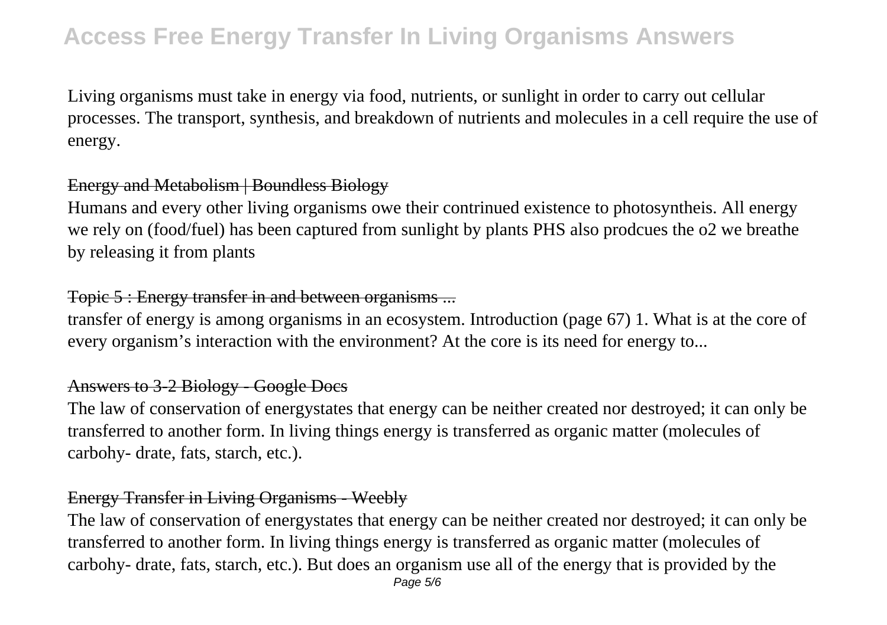Living organisms must take in energy via food, nutrients, or sunlight in order to carry out cellular processes. The transport, synthesis, and breakdown of nutrients and molecules in a cell require the use of energy.

### Energy and Metabolism | Boundless Biology

Humans and every other living organisms owe their contrinued existence to photosyntheis. All energy we rely on (food/fuel) has been captured from sunlight by plants PHS also prodcues the o2 we breathe by releasing it from plants

### Topic 5 : Energy transfer in and between organisms ...

transfer of energy is among organisms in an ecosystem. Introduction (page 67) 1. What is at the core of every organism's interaction with the environment? At the core is its need for energy to...

### Answers to 3-2 Biology - Google Docs

The law of conservation of energystates that energy can be neither created nor destroyed; it can only be transferred to another form. In living things energy is transferred as organic matter (molecules of carbohy- drate, fats, starch, etc.).

### Energy Transfer in Living Organisms - Weebly

The law of conservation of energystates that energy can be neither created nor destroyed; it can only be transferred to another form. In living things energy is transferred as organic matter (molecules of carbohy- drate, fats, starch, etc.). But does an organism use all of the energy that is provided by the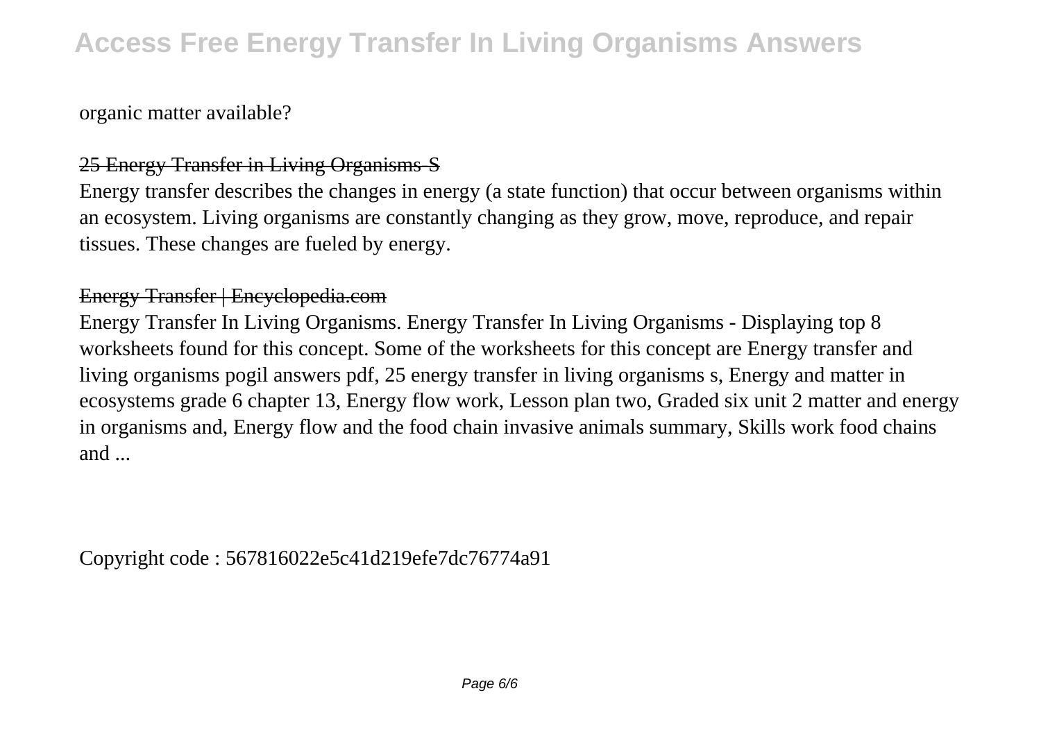organic matter available?

25 Energy Transfer in Living Organisms-S

Energy transfer describes the changes in energy (a state function) that occur between organisms within an ecosystem. Living organisms are constantly changing as they grow, move, reproduce, and repair tissues. These changes are fueled by energy.

Energy Transfer | Encyclopedia.com

Energy Transfer In Living Organisms. Energy Transfer In Living Organisms - Displaying top 8 worksheets found for this concept. Some of the worksheets for this concept are Energy transfer and living organisms pogil answers pdf, 25 energy transfer in living organisms s, Energy and matter in ecosystems grade 6 chapter 13, Energy flow work, Lesson plan two, Graded six unit 2 matter and energy in organisms and, Energy flow and the food chain invasive animals summary, Skills work food chains and ...

Copyright code : 567816022e5c41d219efe7dc76774a91